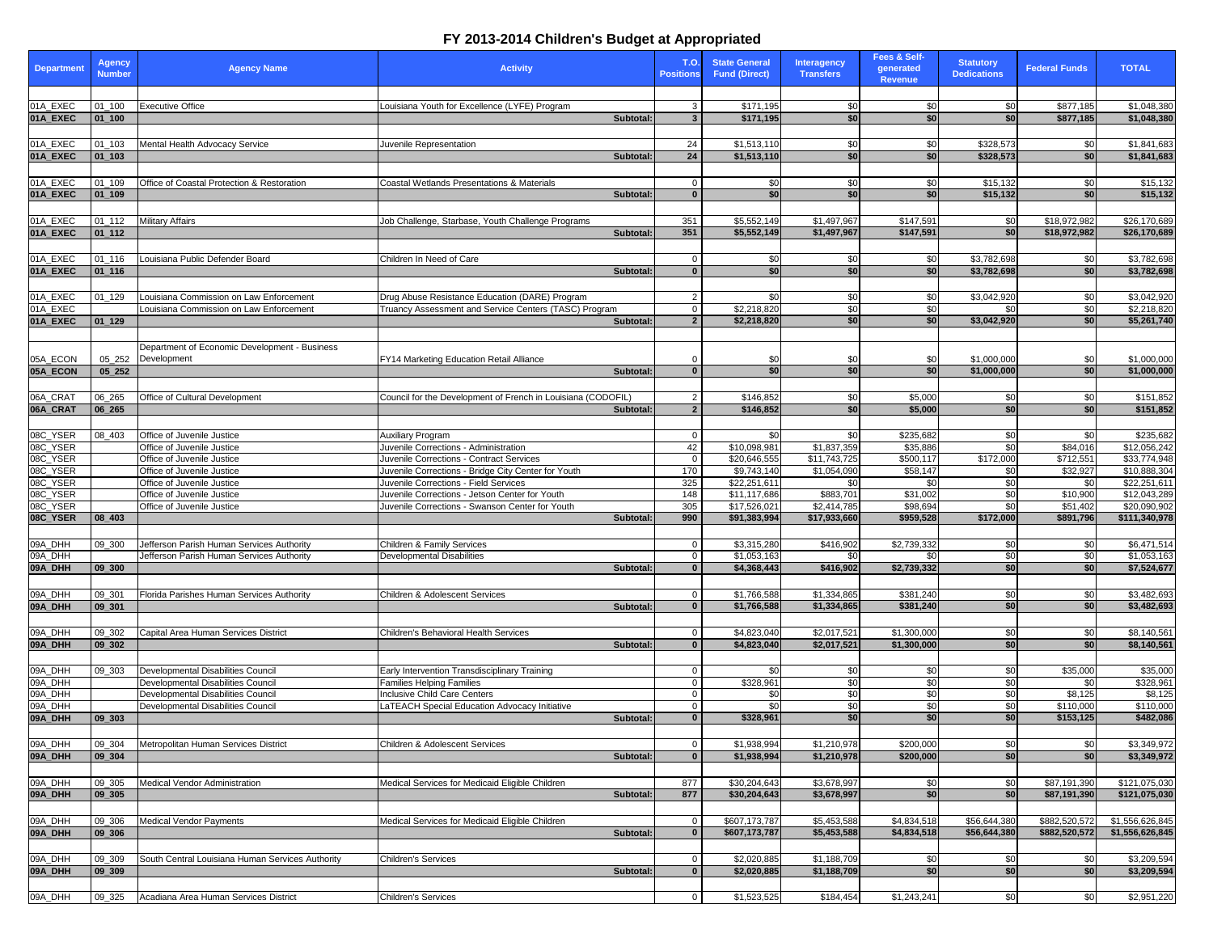# FY 2013-2014 Children's Budget at Appropriated

| Department | Agency Number | Agency Name | Activity | T.O. Positions | State General Fund (Direct) | Interagency Transfers | Fees & Self-generated Revenue | Statutory Dedications | Federal Funds | TOTAL |
|---|---|---|---|---|---|---|---|---|---|---|
| 01A_EXEC | 01_100 | Executive Office | Louisiana Youth for Excellence (LYFE) Program | 3 | $171,195 | $0 | $0 | $0 | $877,185 | $1,048,380 |
| **01A_EXEC** | **01_100** | | **Subtotal:** | **3** | **$171,195** | **$0** | **$0** | **$0** | **$877,185** | **$1,048,380** |
| 01A_EXEC | 01_103 | Mental Health Advocacy Service | Juvenile Representation | 24 | $1,513,110 | $0 | $0 | $328,573 | $0 | $1,841,683 |
| **01A_EXEC** | **01_103** | | **Subtotal:** | **24** | **$1,513,110** | **$0** | **$0** | **$328,573** | **$0** | **$1,841,683** |
| 01A_EXEC | 01_109 | Office of Coastal Protection & Restoration | Coastal Wetlands Presentations & Materials | 0 | $0 | $0 | $0 | $15,132 | $0 | $15,132 |
| **01A_EXEC** | **01_109** | | **Subtotal:** | **0** | **$0** | **$0** | **$0** | **$15,132** | **$0** | **$15,132** |
| 01A_EXEC | 01_112 | Military Affairs | Job Challenge, Starbase, Youth Challenge Programs | 351 | $5,552,149 | $1,497,967 | $147,591 | $0 | $18,972,982 | $26,170,689 |
| **01A_EXEC** | **01_112** | | **Subtotal:** | **351** | **$5,552,149** | **$1,497,967** | **$147,591** | **$0** | **$18,972,982** | **$26,170,689** |
| 01A_EXEC | 01_116 | Louisiana Public Defender Board | Children In Need of Care | 0 | $0 | $0 | $0 | $3,782,698 | $0 | $3,782,698 |
| **01A_EXEC** | **01_116** | | **Subtotal:** | **0** | **$0** | **$0** | **$0** | **$3,782,698** | **$0** | **$3,782,698** |
| 01A_EXEC | 01_129 | Louisiana Commission on Law Enforcement | Drug Abuse Resistance Education (DARE) Program | 2 | $0 | $0 | $0 | $3,042,920 | $0 | $3,042,920 |
| 01A_EXEC | | Louisiana Commission on Law Enforcement | Truancy Assessment and Service Centers (TASC) Program | 0 | $2,218,820 | $0 | $0 | $0 | $0 | $2,218,820 |
| **01A_EXEC** | **01_129** | | **Subtotal:** | **2** | **$2,218,820** | **$0** | **$0** | **$3,042,920** | **$0** | **$5,261,740** |
| 05A_ECON | 05_252 | Department of Economic Development - Business Development | FY14 Marketing Education Retail Alliance | 0 | $0 | $0 | $0 | $1,000,000 | $0 | $1,000,000 |
| **05A_ECON** | **05_252** | | **Subtotal:** | **0** | **$0** | **$0** | **$0** | **$1,000,000** | **$0** | **$1,000,000** |
| 06A_CRAT | 06_265 | Office of Cultural Development | Council for the Development of French in Louisiana (CODOFIL) | 2 | $146,852 | $0 | $5,000 | $0 | $0 | $151,852 |
| **06A_CRAT** | **06_265** | | **Subtotal:** | **2** | **$146,852** | **$0** | **$5,000** | **$0** | **$0** | **$151,852** |
| 08C_YSER | 08_403 | Office of Juvenile Justice | Auxiliary Program | 0 | $0 | $0 | $235,682 | $0 | $0 | $235,682 |
| 08C_YSER | | Office of Juvenile Justice | Juvenile Corrections - Administration | 42 | $10,098,981 | $1,837,359 | $35,886 | $0 | $84,016 | $12,056,242 |
| 08C_YSER | | Office of Juvenile Justice | Juvenile Corrections - Contract Services | 0 | $20,646,555 | $11,743,725 | $500,117 | $172,000 | $712,551 | $33,774,948 |
| 08C_YSER | | Office of Juvenile Justice | Juvenile Corrections - Bridge City Center for Youth | 170 | $9,743,140 | $1,054,090 | $58,147 | $0 | $32,927 | $10,888,304 |
| 08C_YSER | | Office of Juvenile Justice | Juvenile Corrections - Field Services | 325 | $22,251,611 | $0 | $0 | $0 | $0 | $22,251,611 |
| 08C_YSER | | Office of Juvenile Justice | Juvenile Corrections - Jetson Center for Youth | 148 | $11,117,686 | $883,701 | $31,002 | $0 | $10,900 | $12,043,289 |
| 08C_YSER | | Office of Juvenile Justice | Juvenile Corrections - Swanson Center for Youth | 305 | $17,526,021 | $2,414,785 | $98,694 | $0 | $51,402 | $20,090,902 |
| **08C_YSER** | **08_403** | | **Subtotal:** | **990** | **$91,383,994** | **$17,933,660** | **$959,528** | **$172,000** | **$891,796** | **$111,340,978** |
| 09A_DHH | 09_300 | Jefferson Parish Human Services Authority | Children & Family Services | 0 | $3,315,280 | $416,902 | $2,739,332 | $0 | $0 | $6,471,514 |
| 09A_DHH | | Jefferson Parish Human Services Authority | Developmental Disabilities | 0 | $1,053,163 | $0 | $0 | $0 | $0 | $1,053,163 |
| **09A_DHH** | **09_300** | | **Subtotal:** | **0** | **$4,368,443** | **$416,902** | **$2,739,332** | **$0** | **$0** | **$7,524,677** |
| 09A_DHH | 09_301 | Florida Parishes Human Services Authority | Children & Adolescent Services | 0 | $1,766,588 | $1,334,865 | $381,240 | $0 | $0 | $3,482,693 |
| **09A_DHH** | **09_301** | | **Subtotal:** | **0** | **$1,766,588** | **$1,334,865** | **$381,240** | **$0** | **$0** | **$3,482,693** |
| 09A_DHH | 09_302 | Capital Area Human Services District | Children's Behavioral Health Services | 0 | $4,823,040 | $2,017,521 | $1,300,000 | $0 | $0 | $8,140,561 |
| **09A_DHH** | **09_302** | | **Subtotal:** | **0** | **$4,823,040** | **$2,017,521** | **$1,300,000** | **$0** | **$0** | **$8,140,561** |
| 09A_DHH | 09_303 | Developmental Disabilities Council | Early Intervention Transdisciplinary Training | 0 | $0 | $0 | $0 | $0 | $35,000 | $35,000 |
| 09A_DHH | | Developmental Disabilities Council | Families Helping Families | 0 | $328,961 | $0 | $0 | $0 | $0 | $328,961 |
| 09A_DHH | | Developmental Disabilities Council | Inclusive Child Care Centers | 0 | $0 | $0 | $0 | $0 | $8,125 | $8,125 |
| 09A_DHH | | Developmental Disabilities Council | LaTEACH Special Education Advocacy Initiative | 0 | $0 | $0 | $0 | $0 | $110,000 | $110,000 |
| **09A_DHH** | **09_303** | | **Subtotal:** | **0** | **$328,961** | **$0** | **$0** | **$0** | **$153,125** | **$482,086** |
| 09A_DHH | 09_304 | Metropolitan Human Services District | Children & Adolescent Services | 0 | $1,938,994 | $1,210,978 | $200,000 | $0 | $0 | $3,349,972 |
| **09A_DHH** | **09_304** | | **Subtotal:** | **0** | **$1,938,994** | **$1,210,978** | **$200,000** | **$0** | **$0** | **$3,349,972** |
| 09A_DHH | 09_305 | Medical Vendor Administration | Medical Services for Medicaid Eligible Children | 877 | $30,204,643 | $3,678,997 | $0 | $0 | $87,191,390 | $121,075,030 |
| **09A_DHH** | **09_305** | | **Subtotal:** | **877** | **$30,204,643** | **$3,678,997** | **$0** | **$0** | **$87,191,390** | **$121,075,030** |
| 09A_DHH | 09_306 | Medical Vendor Payments | Medical Services for Medicaid Eligible Children | 0 | $607,173,787 | $5,453,588 | $4,834,518 | $56,644,380 | $882,520,572 | $1,556,626,845 |
| **09A_DHH** | **09_306** | | **Subtotal:** | **0** | **$607,173,787** | **$5,453,588** | **$4,834,518** | **$56,644,380** | **$882,520,572** | **$1,556,626,845** |
| 09A_DHH | 09_309 | South Central Louisiana Human Services Authority | Children's Services | 0 | $2,020,885 | $1,188,709 | $0 | $0 | $0 | $3,209,594 |
| **09A_DHH** | **09_309** | | **Subtotal:** | **0** | **$2,020,885** | **$1,188,709** | **$0** | **$0** | **$0** | **$3,209,594** |
| 09A_DHH | 09_325 | Acadiana Area Human Services District | Children's Services | 0 | $1,523,525 | $184,454 | $1,243,241 | $0 | $0 | $2,951,220 |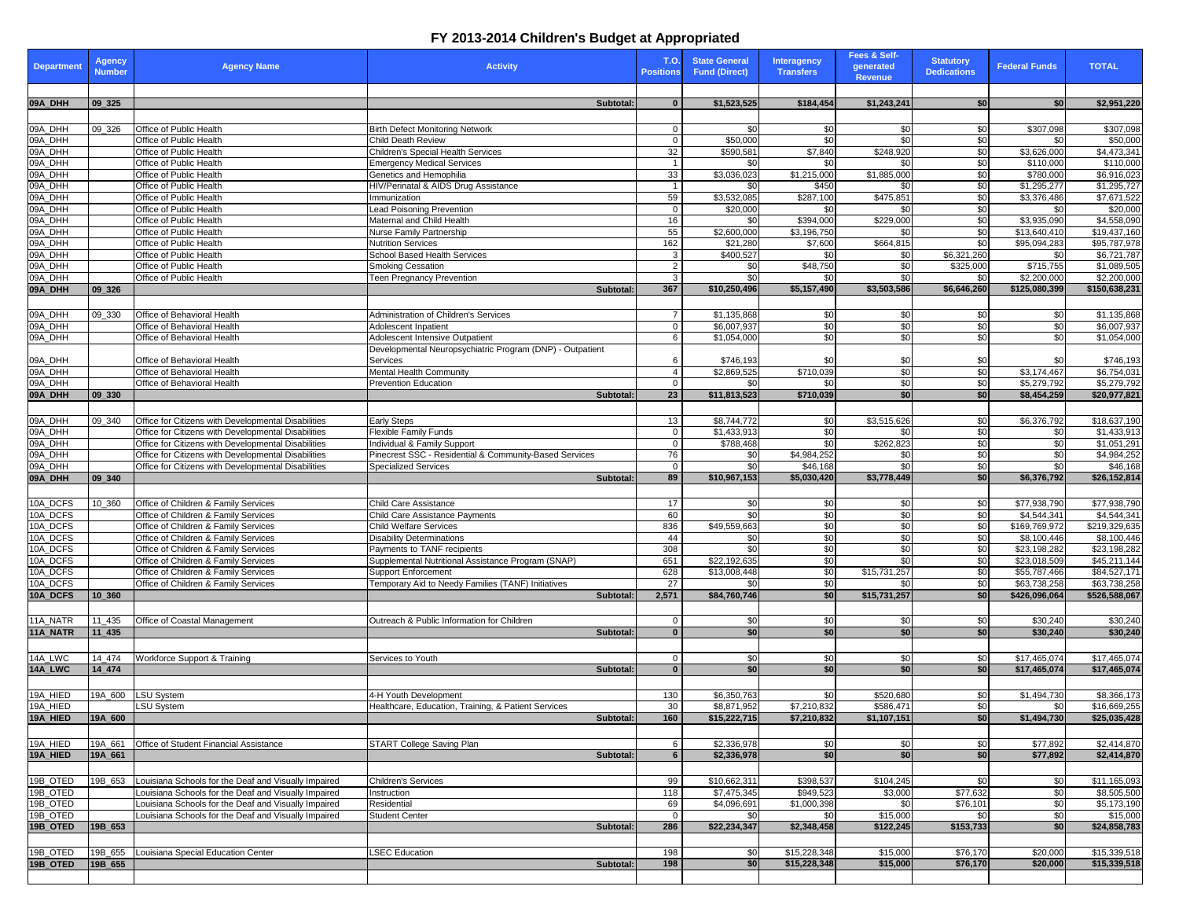# FY 2013-2014 Children's Budget at Appropriated

| Department | Agency Number | Agency Name | Activity | T.O. Positions | State General Fund (Direct) | Interagency Transfers | Fees & Self-generated Revenue | Statutory Dedications | Federal Funds | TOTAL |
|---|---|---|---|---|---|---|---|---|---|---|
| **09A_DHH** | **09_325** | | **Subtotal:** | **0** | **$1,523,525** | **$184,454** | **$1,243,241** | **$0** | **$0** | **$2,951,220** |
| 09A_DHH | 09_326 | Office of Public Health | Birth Defect Monitoring Network | 0 | $0 | $0 | $0 | $0 | $307,098 | $307,098 |
| 09A_DHH | | Office of Public Health | Child Death Review | 0 | $50,000 | $0 | $0 | $0 | $0 | $50,000 |
| 09A_DHH | | Office of Public Health | Children's Special Health Services | 32 | $590,581 | $7,840 | $248,920 | $0 | $3,626,000 | $4,473,341 |
| 09A_DHH | | Office of Public Health | Emergency Medical Services | 1 | $0 | $0 | $0 | $0 | $110,000 | $110,000 |
| 09A_DHH | | Office of Public Health | Genetics and Hemophilia | 33 | $3,036,023 | $1,215,000 | $1,885,000 | $0 | $780,000 | $6,916,023 |
| 09A_DHH | | Office of Public Health | HIV/Perinatal & AIDS Drug Assistance | 1 | $0 | $450 | $0 | $0 | $1,295,277 | $1,295,727 |
| 09A_DHH | | Office of Public Health | Immunization | 59 | $3,532,085 | $287,100 | $475,851 | $0 | $3,376,486 | $7,671,522 |
| 09A_DHH | | Office of Public Health | Lead Poisoning Prevention | 0 | $20,000 | $0 | $0 | $0 | $0 | $20,000 |
| 09A_DHH | | Office of Public Health | Maternal and Child Health | 16 | $0 | $394,000 | $229,000 | $0 | $3,935,090 | $4,558,090 |
| 09A_DHH | | Office of Public Health | Nurse Family Partnership | 55 | $2,600,000 | $3,196,750 | $0 | $0 | $13,640,410 | $19,437,160 |
| 09A_DHH | | Office of Public Health | Nutrition Services | 162 | $21,280 | $7,600 | $664,815 | $0 | $95,094,283 | $95,787,978 |
| 09A_DHH | | Office of Public Health | School Based Health Services | 3 | $400,527 | $0 | $0 | $6,321,260 | $0 | $6,721,787 |
| 09A_DHH | | Office of Public Health | Smoking Cessation | 2 | $0 | $48,750 | $0 | $325,000 | $715,755 | $1,089,505 |
| 09A_DHH | | Office of Public Health | Teen Pregnancy Prevention | 3 | $0 | $0 | $0 | $0 | $2,200,000 | $2,200,000 |
| **09A_DHH** | **09_326** | | **Subtotal:** | **367** | **$10,250,496** | **$5,157,490** | **$3,503,586** | **$6,646,260** | **$125,080,399** | **$150,638,231** |
| 09A_DHH | 09_330 | Office of Behavioral Health | Administration of Children's Services | 7 | $1,135,868 | $0 | $0 | $0 | $0 | $1,135,868 |
| 09A_DHH | | Office of Behavioral Health | Adolescent Inpatient | 0 | $6,007,937 | $0 | $0 | $0 | $0 | $6,007,937 |
| 09A_DHH | | Office of Behavioral Health | Adolescent Intensive Outpatient | 6 | $1,054,000 | $0 | $0 | $0 | $0 | $1,054,000 |
| 09A_DHH | | Office of Behavioral Health | Developmental Neuropsychiatric Program (DNP) - Outpatient Services | 6 | $746,193 | $0 | $0 | $0 | $0 | $746,193 |
| 09A_DHH | | Office of Behavioral Health | Mental Health Community | 4 | $2,869,525 | $710,039 | $0 | $0 | $3,174,467 | $6,754,031 |
| 09A_DHH | | Office of Behavioral Health | Prevention Education | 0 | $0 | $0 | $0 | $0 | $5,279,792 | $5,279,792 |
| **09A_DHH** | **09_330** | | **Subtotal:** | **23** | **$11,813,523** | **$710,039** | **$0** | **$0** | **$8,454,259** | **$20,977,821** |
| 09A_DHH | 09_340 | Office for Citizens with Developmental Disabilities | Early Steps | 13 | $8,744,772 | $0 | $3,515,626 | $0 | $6,376,792 | $18,637,190 |
| 09A_DHH | | Office for Citizens with Developmental Disabilities | Flexible Family Funds | 0 | $1,433,913 | $0 | $0 | $0 | $0 | $1,433,913 |
| 09A_DHH | | Office for Citizens with Developmental Disabilities | Individual & Family Support | 0 | $788,468 | $0 | $262,823 | $0 | $0 | $1,051,291 |
| 09A_DHH | | Office for Citizens with Developmental Disabilities | Pinecrest SSC - Residential & Community-Based Services | 76 | $0 | $4,984,252 | $0 | $0 | $0 | $4,984,252 |
| 09A_DHH | | Office for Citizens with Developmental Disabilities | Specialized Services | 0 | $0 | $46,168 | $0 | $0 | $0 | $46,168 |
| **09A_DHH** | **09_340** | | **Subtotal:** | **89** | **$10,967,153** | **$5,030,420** | **$3,778,449** | **$0** | **$6,376,792** | **$26,152,814** |
| 10A_DCFS | 10_360 | Office of Children & Family Services | Child Care Assistance | 17 | $0 | $0 | $0 | $0 | $77,938,790 | $77,938,790 |
| 10A_DCFS | | Office of Children & Family Services | Child Care Assistance Payments | 60 | $0 | $0 | $0 | $0 | $4,544,341 | $4,544,341 |
| 10A_DCFS | | Office of Children & Family Services | Child Welfare Services | 836 | $49,559,663 | $0 | $0 | $0 | $169,769,972 | $219,329,635 |
| 10A_DCFS | | Office of Children & Family Services | Disability Determinations | 44 | $0 | $0 | $0 | $0 | $8,100,446 | $8,100,446 |
| 10A_DCFS | | Office of Children & Family Services | Payments to TANF recipients | 308 | $0 | $0 | $0 | $0 | $23,198,282 | $23,198,282 |
| 10A_DCFS | | Office of Children & Family Services | Supplemental Nutritional Assistance Program (SNAP) | 651 | $22,192,635 | $0 | $0 | $0 | $23,018,509 | $45,211,144 |
| 10A_DCFS | | Office of Children & Family Services | Support Enforcement | 628 | $13,008,448 | $0 | $15,731,257 | $0 | $55,787,466 | $84,527,171 |
| 10A_DCFS | | Office of Children & Family Services | Temporary Aid to Needy Families (TANF) Initiatives | 27 | $0 | $0 | $0 | $0 | $63,738,258 | $63,738,258 |
| **10A_DCFS** | **10_360** | | **Subtotal:** | **2,571** | **$84,760,746** | **$0** | **$15,731,257** | **$0** | **$426,096,064** | **$526,588,067** |
| 11A_NATR | 11_435 | Office of Coastal Management | Outreach & Public Information for Children | 0 | $0 | $0 | $0 | $0 | $30,240 | $30,240 |
| **11A_NATR** | **11_435** | | **Subtotal:** | **0** | **$0** | **$0** | **$0** | **$0** | **$30,240** | **$30,240** |
| 14A_LWC | 14_474 | Workforce Support & Training | Services to Youth | 0 | $0 | $0 | $0 | $0 | $17,465,074 | $17,465,074 |
| **14A_LWC** | **14_474** | | **Subtotal:** | **0** | **$0** | **$0** | **$0** | **$0** | **$17,465,074** | **$17,465,074** |
| 19A_HIED | 19A_600 | LSU System | 4-H Youth Development | 130 | $6,350,763 | $0 | $520,680 | $0 | $1,494,730 | $8,366,173 |
| 19A_HIED | | LSU System | Healthcare, Education, Training, & Patient Services | 30 | $8,871,952 | $7,210,832 | $586,471 | $0 | $0 | $16,669,255 |
| **19A_HIED** | **19A_600** | | **Subtotal:** | **160** | **$15,222,715** | **$7,210,832** | **$1,107,151** | **$0** | **$1,494,730** | **$25,035,428** |
| 19A_HIED | 19A_661 | Office of Student Financial Assistance | START College Saving Plan | 6 | $2,336,978 | $0 | $0 | $0 | $77,892 | $2,414,870 |
| **19A_HIED** | **19A_661** | | **Subtotal:** | **6** | **$2,336,978** | **$0** | **$0** | **$0** | **$77,892** | **$2,414,870** |
| 19B_OTED | 19B_653 | Louisiana Schools for the Deaf and Visually Impaired | Children's Services | 99 | $10,662,311 | $398,537 | $104,245 | $0 | $0 | $11,165,093 |
| 19B_OTED | | Louisiana Schools for the Deaf and Visually Impaired | Instruction | 118 | $7,475,345 | $949,523 | $3,000 | $77,632 | $0 | $8,505,500 |
| 19B_OTED | | Louisiana Schools for the Deaf and Visually Impaired | Residential | 69 | $4,096,691 | $1,000,398 | $0 | $76,101 | $0 | $5,173,190 |
| 19B_OTED | | Louisiana Schools for the Deaf and Visually Impaired | Student Center | 0 | $0 | $0 | $15,000 | $0 | $0 | $15,000 |
| **19B_OTED** | **19B_653** | | **Subtotal:** | **286** | **$22,234,347** | **$2,348,458** | **$122,245** | **$153,733** | **$0** | **$24,858,783** |
| 19B_OTED | 19B_655 | Louisiana Special Education Center | LSEC Education | 198 | $0 | $15,228,348 | $15,000 | $76,170 | $20,000 | $15,339,518 |
| **19B_OTED** | **19B_655** | | **Subtotal:** | **198** | **$0** | **$15,228,348** | **$15,000** | **$76,170** | **$20,000** | **$15,339,518** |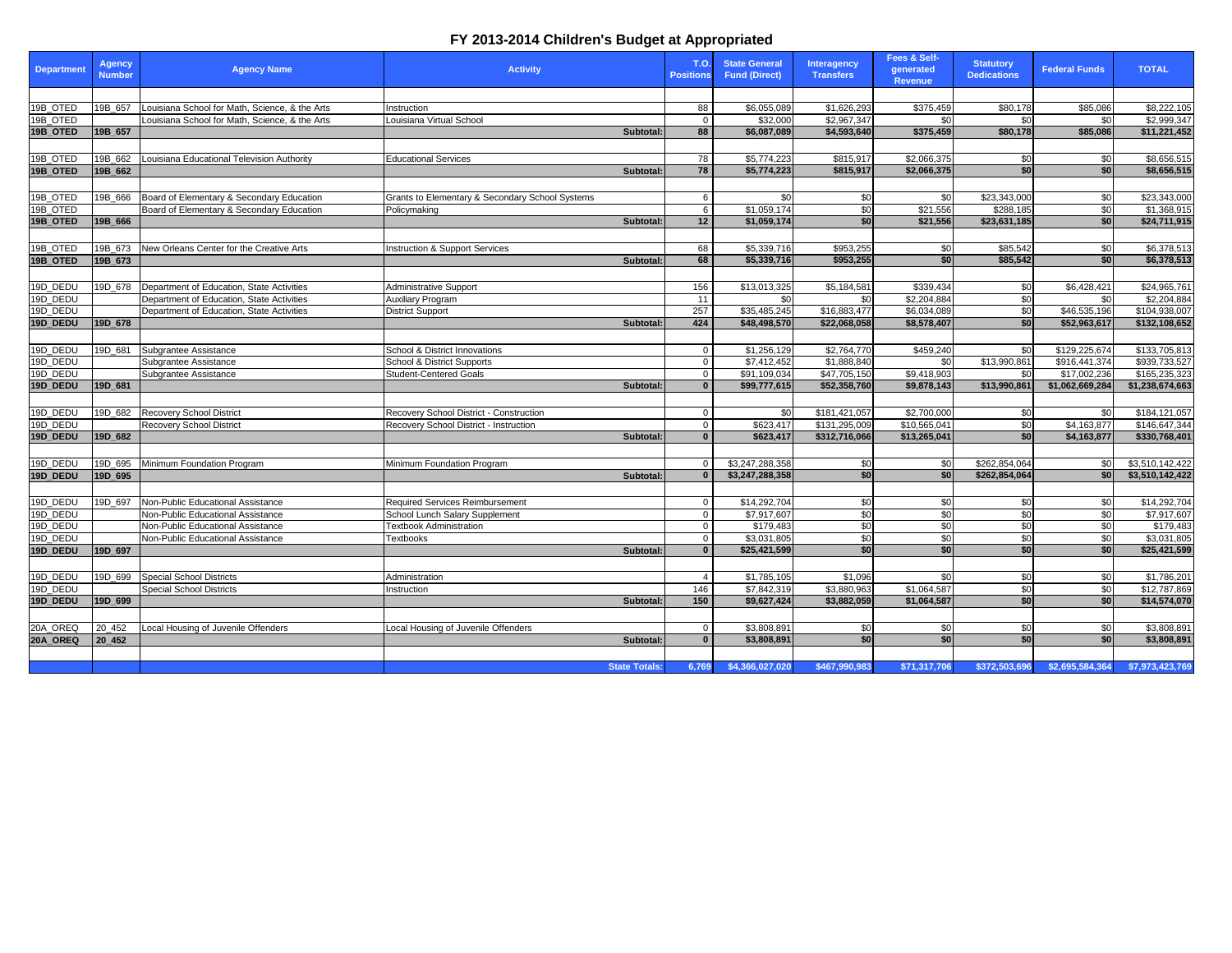# FY 2013-2014 Children's Budget at Appropriated

| Department | Agency Number | Agency Name | Activity | T.O. Positions | State General Fund (Direct) | Interagency Transfers | Fees & Self-generated Revenue | Statutory Dedications | Federal Funds | TOTAL |
|---|---|---|---|---|---|---|---|---|---|---|
| 19B_OTED | 19B_657 | Louisiana School for Math, Science, & the Arts | Instruction | 88 | $6,055,089 | $1,626,293 | $375,459 | $80,178 | $85,086 | $8,222,105 |
| 19B_OTED | | Louisiana School for Math, Science, & the Arts | Louisiana Virtual School | 0 | $32,000 | $2,967,347 | $0 | $0 | $0 | $2,999,347 |
| **19B_OTED** | **19B_657** | | **Subtotal:** | **88** | **$6,087,089** | **$4,593,640** | **$375,459** | **$80,178** | **$85,086** | **$11,221,452** |
| 19B_OTED | 19B_662 | Louisiana Educational Television Authority | Educational Services | 78 | $5,774,223 | $815,917 | $2,066,375 | $0 | $0 | $8,656,515 |
| **19B_OTED** | **19B_662** | | **Subtotal:** | **78** | **$5,774,223** | **$815,917** | **$2,066,375** | **$0** | **$0** | **$8,656,515** |
| 19B_OTED | 19B_666 | Board of Elementary & Secondary Education | Grants to Elementary & Secondary School Systems | 6 | $0 | $0 | $0 | $23,343,000 | $0 | $23,343,000 |
| 19B_OTED | | Board of Elementary & Secondary Education | Policymaking | 6 | $1,059,174 | $0 | $21,556 | $288,185 | $0 | $1,368,915 |
| **19B_OTED** | **19B_666** | | **Subtotal:** | **12** | **$1,059,174** | **$0** | **$21,556** | **$23,631,185** | **$0** | **$24,711,915** |
| 19B_OTED | 19B_673 | New Orleans Center for the Creative Arts | Instruction & Support Services | 68 | $5,339,716 | $953,255 | $0 | $85,542 | $0 | $6,378,513 |
| **19B_OTED** | **19B_673** | | **Subtotal:** | **68** | **$5,339,716** | **$953,255** | **$0** | **$85,542** | **$0** | **$6,378,513** |
| 19D_DEDU | 19D_678 | Department of Education, State Activities | Administrative Support | 156 | $13,013,325 | $5,184,581 | $339,434 | $0 | $6,428,421 | $24,965,761 |
| 19D_DEDU | | Department of Education, State Activities | Auxiliary Program | 11 | $0 | $0 | $2,204,884 | $0 | $0 | $2,204,884 |
| 19D_DEDU | | Department of Education, State Activities | District Support | 257 | $35,485,245 | $16,883,477 | $6,034,089 | $0 | $46,535,196 | $104,938,007 |
| **19D_DEDU** | **19D_678** | | **Subtotal:** | **424** | **$48,498,570** | **$22,068,058** | **$8,578,407** | **$0** | **$52,963,617** | **$132,108,652** |
| 19D_DEDU | 19D_681 | Subgrantee Assistance | School & District Innovations | 0 | $1,256,129 | $2,764,770 | $459,240 | $0 | $129,225,674 | $133,705,813 |
| 19D_DEDU | | Subgrantee Assistance | School & District Supports | 0 | $7,412,452 | $1,888,840 | $0 | $13,990,861 | $916,441,374 | $939,733,527 |
| 19D_DEDU | | Subgrantee Assistance | Student-Centered Goals | 0 | $91,109,034 | $47,705,150 | $9,418,903 | $0 | $17,002,236 | $165,235,323 |
| **19D_DEDU** | **19D_681** | | **Subtotal:** | **0** | **$99,777,615** | **$52,358,760** | **$9,878,143** | **$13,990,861** | **$1,062,669,284** | **$1,238,674,663** |
| 19D_DEDU | 19D_682 | Recovery School District | Recovery School District - Construction | 0 | $0 | $181,421,057 | $2,700,000 | $0 | $0 | $184,121,057 |
| 19D_DEDU | | Recovery School District | Recovery School District - Instruction | 0 | $623,417 | $131,295,009 | $10,565,041 | $0 | $4,163,877 | $146,647,344 |
| **19D_DEDU** | **19D_682** | | **Subtotal:** | **0** | **$623,417** | **$312,716,066** | **$13,265,041** | **$0** | **$4,163,877** | **$330,768,401** |
| 19D_DEDU | 19D_695 | Minimum Foundation Program | Minimum Foundation Program | 0 | $3,247,288,358 | $0 | $0 | $262,854,064 | $0 | $3,510,142,422 |
| **19D_DEDU** | **19D_695** | | **Subtotal:** | **0** | **$3,247,288,358** | **$0** | **$0** | **$262,854,064** | **$0** | **$3,510,142,422** |
| 19D_DEDU | 19D_697 | Non-Public Educational Assistance | Required Services Reimbursement | 0 | $14,292,704 | $0 | $0 | $0 | $0 | $14,292,704 |
| 19D_DEDU | | Non-Public Educational Assistance | School Lunch Salary Supplement | 0 | $7,917,607 | $0 | $0 | $0 | $0 | $7,917,607 |
| 19D_DEDU | | Non-Public Educational Assistance | Textbook Administration | 0 | $179,483 | $0 | $0 | $0 | $0 | $179,483 |
| 19D_DEDU | | Non-Public Educational Assistance | Textbooks | 0 | $3,031,805 | $0 | $0 | $0 | $0 | $3,031,805 |
| **19D_DEDU** | **19D_697** | | **Subtotal:** | **0** | **$25,421,599** | **$0** | **$0** | **$0** | **$0** | **$25,421,599** |
| 19D_DEDU | 19D_699 | Special School Districts | Administration | 4 | $1,785,105 | $1,096 | $0 | $0 | $0 | $1,786,201 |
| 19D_DEDU | | Special School Districts | Instruction | 146 | $7,842,319 | $3,880,963 | $1,064,587 | $0 | $0 | $12,787,869 |
| **19D_DEDU** | **19D_699** | | **Subtotal:** | **150** | **$9,627,424** | **$3,882,059** | **$1,064,587** | **$0** | **$0** | **$14,574,070** |
| 20A_OREQ | 20_452 | Local Housing of Juvenile Offenders | Local Housing of Juvenile Offenders | 0 | $3,808,891 | $0 | $0 | $0 | $0 | $3,808,891 |
| **20A_OREQ** | **20_452** | | **Subtotal:** | **0** | **$3,808,891** | **$0** | **$0** | **$0** | **$0** | **$3,808,891** |
| | | | **State Totals:** | **6,769** | **$4,366,027,020** | **$467,990,983** | **$71,317,706** | **$372,503,696** | **$2,695,584,364** | **$7,973,423,769** |